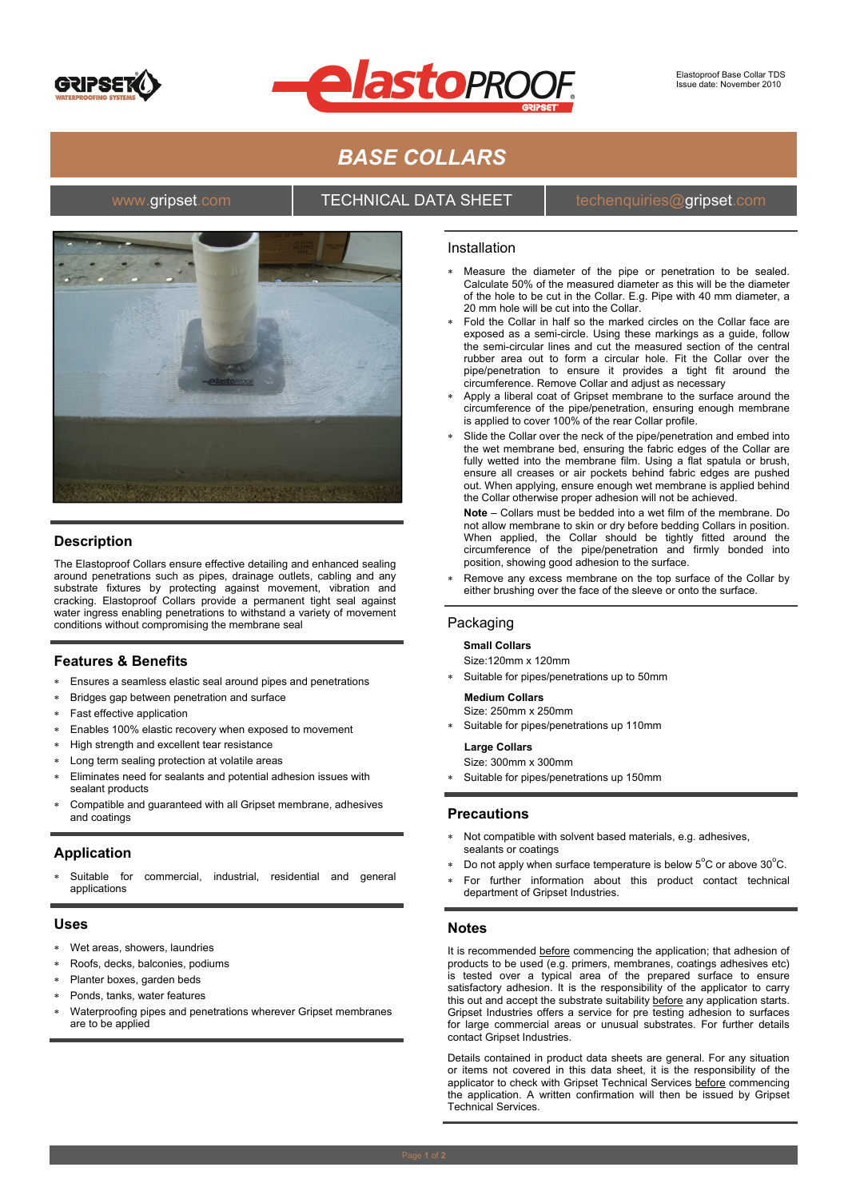Elastoproof Base Collar TDS
Issue date: November 2010

# BASE COLLARS

www.gripset.com | TECHNICAL DATA SHEET | techenquiries@gripset.com

## Description

The Elastoproof Collars ensure effective detailing and enhanced sealing around penetrations such as pipes, drainage outlets, cabling and any substrate fixtures by protecting against movement, vibration and cracking. Elastoproof Collars provide a permanent tight seal against water ingress enabling penetrations to withstand a variety of movement conditions without compromising the membrane seal

## Features & Benefits

- Ensures a seamless elastic seal around pipes and penetrations
- Bridges gap between penetration and surface
- Fast effective application
- Enables 100% elastic recovery when exposed to movement
- High strength and excellent tear resistance
- Long term sealing protection at volatile areas
- Eliminates need for sealants and potential adhesion issues with sealant products
- Compatible and guaranteed with all Gripset membrane, adhesives and coatings

## Application

- Suitable for commercial, industrial, residential and general applications

## Uses

- Wet areas, showers, laundries
- Roofs, decks, balconies, podiums
- Planter boxes, garden beds
- Ponds, tanks, water features
- Waterproofing pipes and penetrations wherever Gripset membranes are to be applied

## Installation

- Measure the diameter of the pipe or penetration to be sealed. Calculate 50% of the measured diameter as this will be the diameter of the hole to be cut in the Collar. E.g. Pipe with 40 mm diameter, a 20 mm hole will be cut into the Collar.
- Fold the Collar in half so the marked circles on the Collar face are exposed as a semi-circle. Using these markings as a guide, follow the semi-circular lines and cut the measured section of the central rubber area out to form a circular hole. Fit the Collar over the pipe/penetration to ensure it provides a tight fit around the circumference. Remove Collar and adjust as necessary
- Apply a liberal coat of Gripset membrane to the surface around the circumference of the pipe/penetration, ensuring enough membrane is applied to cover 100% of the rear Collar profile.
- Slide the Collar over the neck of the pipe/penetration and embed into the wet membrane bed, ensuring the fabric edges of the Collar are fully wetted into the membrane film. Using a flat spatula or brush, ensure all creases or air pockets behind fabric edges are pushed out. When applying, ensure enough wet membrane is applied behind the Collar otherwise proper adhesion will not be achieved.

  **Note** – Collars must be bedded into a wet film of the membrane. Do not allow membrane to skin or dry before bedding Collars in position. When applied, the Collar should be tightly fitted around the circumference of the pipe/penetration and firmly bonded into position, showing good adhesion to the surface.
- Remove any excess membrane on the top surface of the Collar by either brushing over the face of the sleeve or onto the surface.

## Packaging

**Small Collars**
Size:120mm x 120mm
- Suitable for pipes/penetrations up to 50mm

**Medium Collars**
Size: 250mm x 250mm
- Suitable for pipes/penetrations up 110mm

**Large Collars**
Size: 300mm x 300mm
- Suitable for pipes/penetrations up 150mm

## Precautions

- Not compatible with solvent based materials, e.g. adhesives, sealants or coatings
- Do not apply when surface temperature is below 5°C or above 30°C.
- For further information about this product contact technical department of Gripset Industries.

## Notes

It is recommended before commencing the application; that adhesion of products to be used (e.g. primers, membranes, coatings adhesives etc) is tested over a typical area of the prepared surface to ensure satisfactory adhesion. It is the responsibility of the applicator to carry this out and accept the substrate suitability before any application starts. Gripset Industries offers a service for pre testing adhesion to surfaces for large commercial areas or unusual substrates. For further details contact Gripset Industries.

Details contained in product data sheets are general. For any situation or items not covered in this data sheet, it is the responsibility of the applicator to check with Gripset Technical Services before commencing the application. A written confirmation will then be issued by Gripset Technical Services.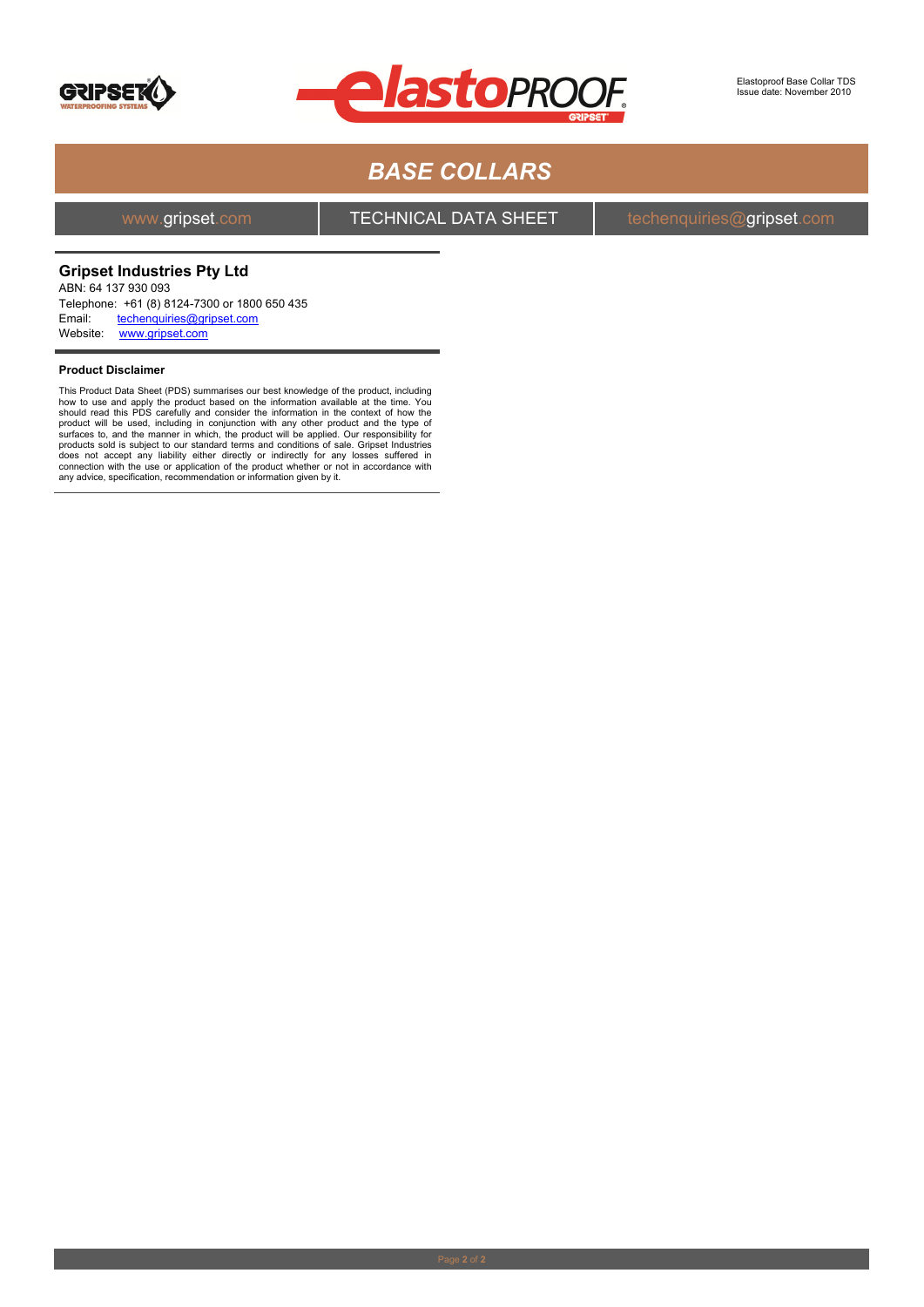## Gripset Industries Pty Ltd

ABN: 64 137 930 093
Telephone: +61 (8) 8124-7300 or 1800 650 435
Email: techenquiries@gripset.com
Website: www.gripset.com

**Product Disclaimer**

This Product Data Sheet (PDS) summarises our best knowledge of the product, including how to use and apply the product based on the information available at the time. You should read this PDS carefully and consider the information in the context of how the product will be used, including in conjunction with any other product and the type of surfaces to, and the manner in which, the product will be applied. Our responsibility for products sold is subject to our standard terms and conditions of sale. Gripset Industries does not accept any liability either directly or indirectly for any losses suffered in connection with the use or application of the product whether or not in accordance with any advice, specification, recommendation or information given by it.